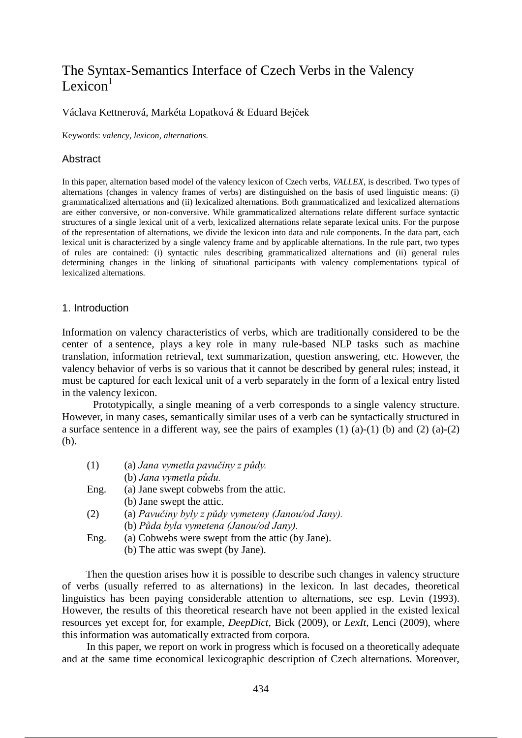# The Syntax-Semantics Interface of Czech Verbs in the Valency Lexicon[1]

Václava Kettnerová, Markéta Lopatková & Eduard Bejček

Keywords: *valency*, *lexicon*, *alternations*.

## Abstract

In this paper, alternation based model of the valency lexicon of Czech verbs, *VALLEX*, is described. Two types of alternations (changes in valency frames of verbs) are distinguished on the basis of used linguistic means: (i) grammaticalized alternations and (ii) lexicalized alternations. Both grammaticalized and lexicalized alternations are either conversive, or non-conversive. While grammaticalized alternations relate different surface syntactic structures of a single lexical unit of a verb, lexicalized alternations relate separate lexical units. For the purpose of the representation of alternations, we divide the lexicon into data and rule components. In the data part, each lexical unit is characterized by a single valency frame and by applicable alternations. In the rule part, two types of rules are contained: (i) syntactic rules describing grammaticalized alternations and (ii) general rules determining changes in the linking of situational participants with valency complementations typical of lexicalized alternations.

## 1. Introduction

Information on valency characteristics of verbs, which are traditionally considered to be the center of a sentence, plays a key role in many rule-based NLP tasks such as machine translation, information retrieval, text summarization, question answering, etc. However, the valency behavior of verbs is so various that it cannot be described by general rules; instead, it must be captured for each lexical unit of a verb separately in the form of a lexical entry listed in the valency lexicon.

Prototypically, a single meaning of a verb corresponds to a single valency structure. However, in many cases, semantically similar uses of a verb can be syntactically structured in a surface sentence in a different way, see the pairs of examples (1) (a)-(1) (b) and (2) (a)-(2) (b).

(1) (a) *Jana vymetla pavučiny z půdy.*
    (b) *Jana vymetla půdu.*
Eng. (a) Jane swept cobwebs from the attic.
    (b) Jane swept the attic.
(2) (a) *Pavučiny byly z půdy vymeteny (Janou/od Jany).*
    (b) *Půda byla vymetena (Janou/od Jany).*
Eng. (a) Cobwebs were swept from the attic (by Jane).
    (b) The attic was swept (by Jane).

Then the question arises how it is possible to describe such changes in valency structure of verbs (usually referred to as alternations) in the lexicon. In last decades, theoretical linguistics has been paying considerable attention to alternations, see esp. Levin (1993). However, the results of this theoretical research have not been applied in the existed lexical resources yet except for, for example, *DeepDict*, Bick (2009), or *LexIt*, Lenci (2009), where this information was automatically extracted from corpora.

In this paper, we report on work in progress which is focused on a theoretically adequate and at the same time economical lexicographic description of Czech alternations. Moreover,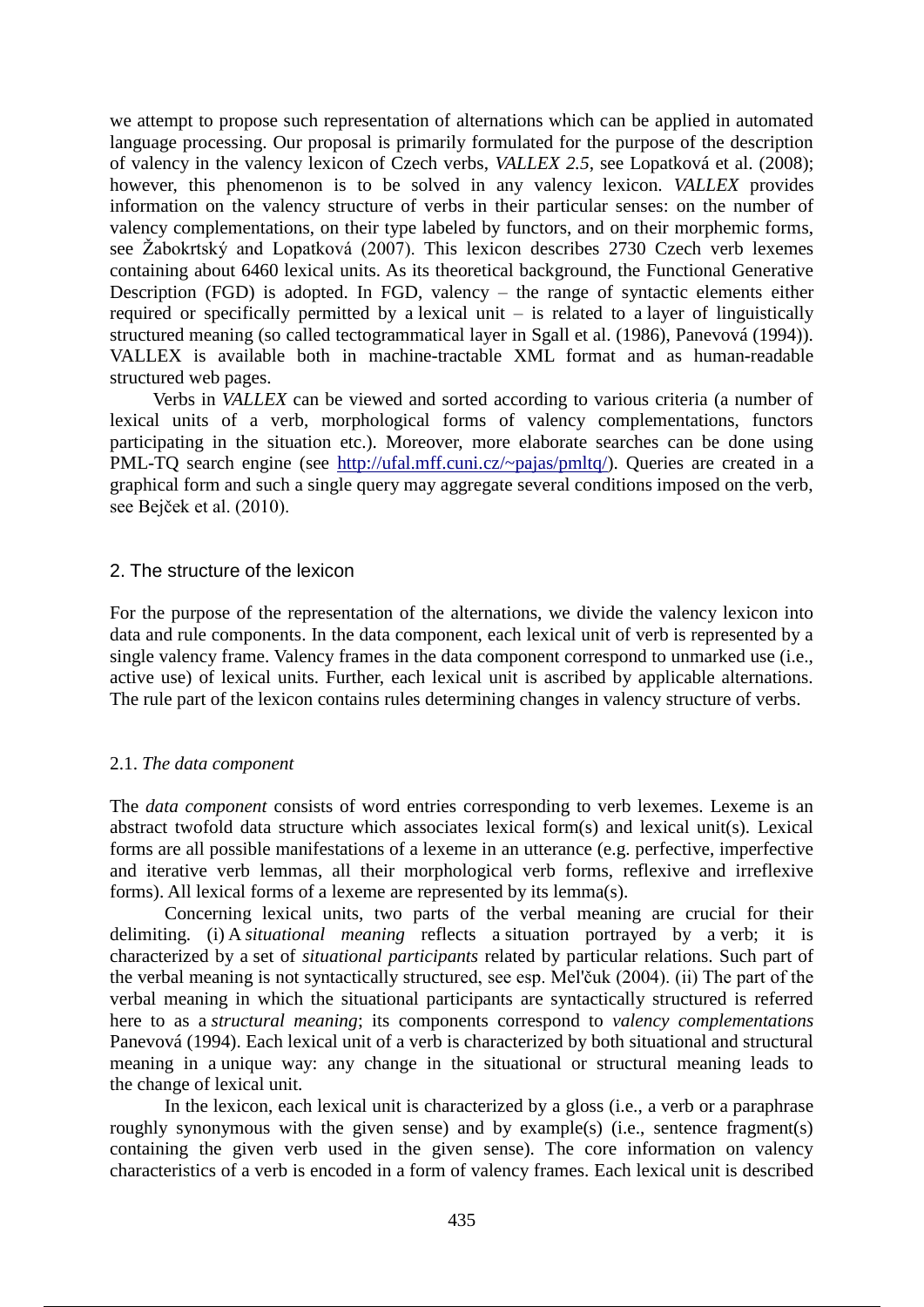we attempt to propose such representation of alternations which can be applied in automated language processing. Our proposal is primarily formulated for the purpose of the description of valency in the valency lexicon of Czech verbs, *VALLEX 2.5*, see Lopatková et al. (2008); however, this phenomenon is to be solved in any valency lexicon. *VALLEX* provides information on the valency structure of verbs in their particular senses: on the number of valency complementations, on their type labeled by functors, and on their morphemic forms, see Žabokrtský and Lopatková (2007). This lexicon describes 2730 Czech verb lexemes containing about 6460 lexical units. As its theoretical background, the Functional Generative Description (FGD) is adopted. In FGD, valency – the range of syntactic elements either required or specifically permitted by a lexical unit – is related to a layer of linguistically structured meaning (so called tectogrammatical layer in Sgall et al. (1986), Panevová (1994)). VALLEX is available both in machine-tractable XML format and as human-readable structured web pages.

Verbs in *VALLEX* can be viewed and sorted according to various criteria (a number of lexical units of a verb, morphological forms of valency complementations, functors participating in the situation etc.). Moreover, more elaborate searches can be done using PML-TQ search engine (see http://ufal.mff.cuni.cz/~pajas/pmltq/). Queries are created in a graphical form and such a single query may aggregate several conditions imposed on the verb, see Bejček et al. (2010).

## 2. The structure of the lexicon

For the purpose of the representation of the alternations, we divide the valency lexicon into data and rule components. In the data component, each lexical unit of verb is represented by a single valency frame. Valency frames in the data component correspond to unmarked use (i.e., active use) of lexical units. Further, each lexical unit is ascribed by applicable alternations. The rule part of the lexicon contains rules determining changes in valency structure of verbs.

### 2.1. *The data component*

The *data component* consists of word entries corresponding to verb lexemes. Lexeme is an abstract twofold data structure which associates lexical form(s) and lexical unit(s). Lexical forms are all possible manifestations of a lexeme in an utterance (e.g. perfective, imperfective and iterative verb lemmas, all their morphological verb forms, reflexive and irreflexive forms). All lexical forms of a lexeme are represented by its lemma(s).

Concerning lexical units, two parts of the verbal meaning are crucial for their delimiting. (i) A *situational meaning* reflects a situation portrayed by a verb; it is characterized by a set of *situational participants* related by particular relations. Such part of the verbal meaning is not syntactically structured, see esp. Mel'čuk (2004). (ii) The part of the verbal meaning in which the situational participants are syntactically structured is referred here to as a *structural meaning*; its components correspond to *valency complementations* Panevová (1994). Each lexical unit of a verb is characterized by both situational and structural meaning in a unique way: any change in the situational or structural meaning leads to the change of lexical unit.

In the lexicon, each lexical unit is characterized by a gloss (i.e., a verb or a paraphrase roughly synonymous with the given sense) and by example(s) (i.e., sentence fragment(s) containing the given verb used in the given sense). The core information on valency characteristics of a verb is encoded in a form of valency frames. Each lexical unit is described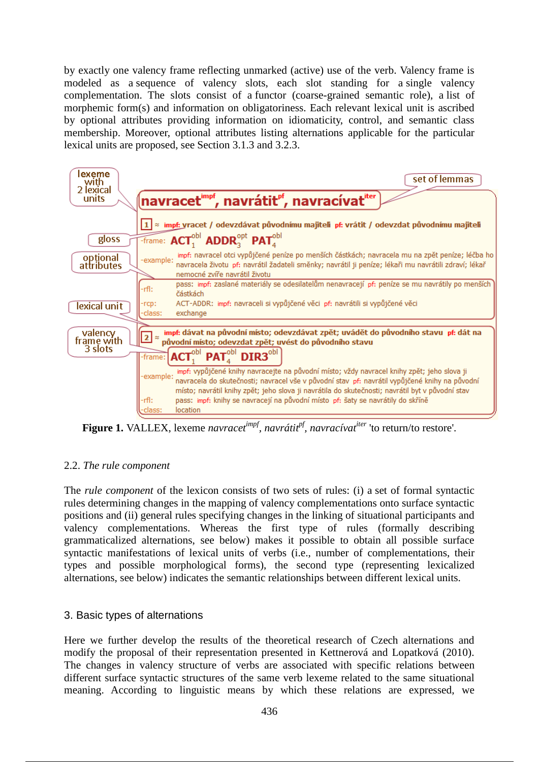by exactly one valency frame reflecting unmarked (active) use of the verb. Valency frame is modeled as a sequence of valency slots, each slot standing for a single valency complementation. The slots consist of a functor (coarse-grained semantic role), a list of morphemic form(s) and information on obligatoriness. Each relevant lexical unit is ascribed by optional attributes providing information on idiomaticity, control, and semantic class membership. Moreover, optional attributes listing alternations applicable for the particular lexical units are proposed, see Section 3.1.3 and 3.2.3.

lexeme with 2 lexical units — set of lemmas

**navracet**[impf]**, navrátit**[pf]**, navracívat**[iter]

**1** ≈ impf: vracet / odevzdávat původnímu majiteli pf: vrátit / odevzdat původnímu majiteli — gloss

-frame: $ACT_1^{obl}$ $ADDR_3^{opt}$ $PAT_4^{obl}$

-example: impf: navracel otci vypůjčené peníze po menších částkách; navracela mu na zpět peníze; léčba ho navracela životu pf: navrátil žadateli směnky; navrátil jí peníze; lékaři mu navrátili zdraví; lékař nemocné zvíře navrátil životu — optional attributes

-rfl: pass: impf: zaslané materiály se odesilatelům nenavracejí pf: peníze se mu navrátily po menších částkách

-rcp: ACT-ADDR: impf: navraceli si vypůjčené věci pf: navrátili si vypůjčené věci — lexical unit

-class: exchange

**2** ≈ impf: dávat na původní místo; odevzdávat zpět; uvádět do původního stavu pf: dát na původní místo; odevzdat zpět; uvést do původního stavu — valency frame with 3 slots

-frame: $ACT_1^{obl}$ $PAT_4^{obl}$ $DIR3^{obl}$

-example: impf: vypůjčené knihy navracejte na původní místo; vždy navracel knihy zpět; jeho slova ji navracela do skutečnosti; navracel vše v původní stav pf: navrátil vypůjčené knihy na původní místo; navrátil knihy zpět; jeho slova ji navrátila do skutečnosti; navrátil byt v původní stav

-rfl: pass: impf: knihy se navracejí na původní místo pf: šaty se navrátily do skříně

-class: location

**Figure 1.** VALLEX, lexeme *navracet*[impf], *navrátit*[pf], *navracívat*[iter] 'to return/to restore'.

## 2.2. *The rule component*

The *rule component* of the lexicon consists of two sets of rules: (i) a set of formal syntactic rules determining changes in the mapping of valency complementations onto surface syntactic positions and (ii) general rules specifying changes in the linking of situational participants and valency complementations. Whereas the first type of rules (formally describing grammaticalized alternations, see below) makes it possible to obtain all possible surface syntactic manifestations of lexical units of verbs (i.e., number of complementations, their types and possible morphological forms), the second type (representing lexicalized alternations, see below) indicates the semantic relationships between different lexical units.

# 3. Basic types of alternations

Here we further develop the results of the theoretical research of Czech alternations and modify the proposal of their representation presented in Kettnerová and Lopatková (2010). The changes in valency structure of verbs are associated with specific relations between different surface syntactic structures of the same verb lexeme related to the same situational meaning. According to linguistic means by which these relations are expressed, we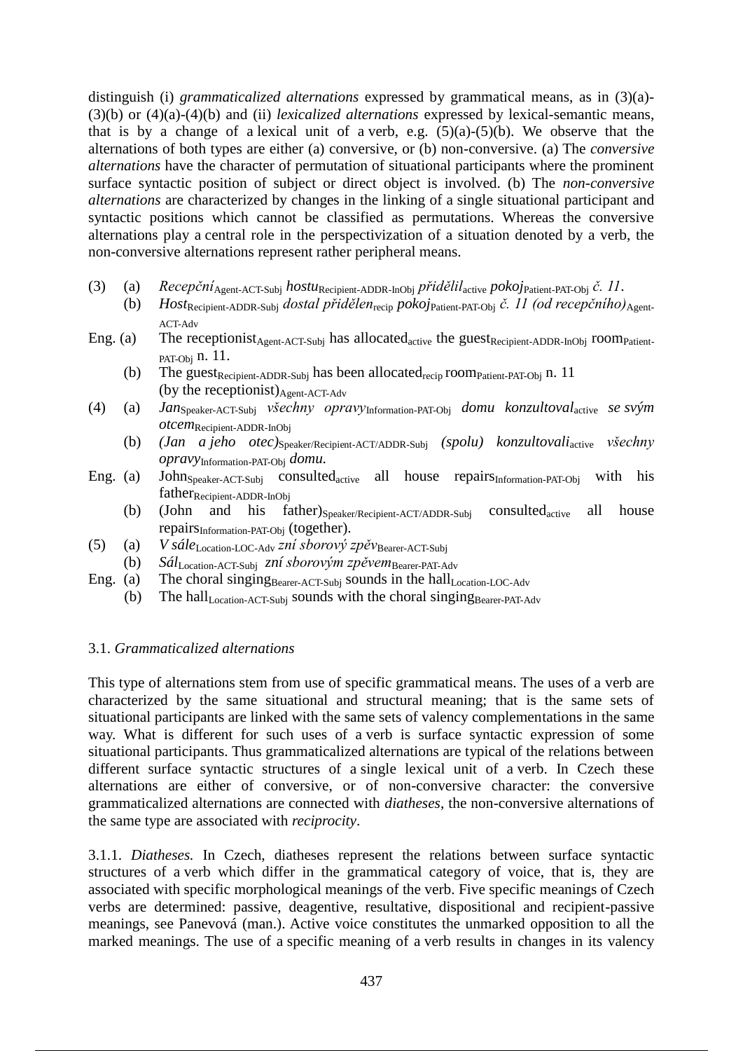distinguish (i) *grammaticalized alternations* expressed by grammatical means, as in (3)(a)-(3)(b) or (4)(a)-(4)(b) and (ii) *lexicalized alternations* expressed by lexical-semantic means, that is by a change of a lexical unit of a verb, e.g. (5)(a)-(5)(b). We observe that the alternations of both types are either (a) conversive, or (b) non-conversive. (a) The *conversive alternations* have the character of permutation of situational participants where the prominent surface syntactic position of subject or direct object is involved. (b) The *non-conversive alternations* are characterized by changes in the linking of a single situational participant and syntactic positions which cannot be classified as permutations. Whereas the conversive alternations play a central role in the perspectivization of a situation denoted by a verb, the non-conversive alternations represent rather peripheral means.

(3) (a) *Recepční*$_{\text{Agent-ACT-Subj}}$ *hostu*$_{\text{Recipient-ADDR-InObj}}$ *přidělil*$_{\text{active}}$ *pokoj*$_{\text{Patient-PAT-Obj}}$ *č. 11*.
(b) *Host*$_{\text{Recipient-ADDR-Subj}}$ *dostal přidělen*$_{\text{recip}}$ *pokoj*$_{\text{Patient-PAT-Obj}}$ *č. 11 (od recepčního)*$_{\text{Agent-ACT-Adv}}$

Eng. (a) The receptionist$_{\text{Agent-ACT-Subj}}$ has allocated$_{\text{active}}$ the guest$_{\text{Recipient-ADDR-InObj}}$ room$_{\text{Patient-PAT-Obj}}$ n. 11.
(b) The guest$_{\text{Recipient-ADDR-Subj}}$ has been allocated$_{\text{recip}}$ room$_{\text{Patient-PAT-Obj}}$ n. 11 (by the receptionist)$_{\text{Agent-ACT-Adv}}$

(4) (a) *Jan*$_{\text{Speaker-ACT-Subj}}$ *všechny opravy*$_{\text{Information-PAT-Obj}}$ *domu konzultoval*$_{\text{active}}$ *se svým otcem*$_{\text{Recipient-ADDR-InObj}}$
(b) *(Jan a jeho otec)*$_{\text{Speaker/Recipient-ACT/ADDR-Subj}}$ *(spolu) konzultovali*$_{\text{active}}$ *všechny opravy*$_{\text{Information-PAT-Obj}}$ *domu.*

Eng. (a) John$_{\text{Speaker-ACT-Subj}}$ consulted$_{\text{active}}$ all house repairs$_{\text{Information-PAT-Obj}}$ with his father$_{\text{Recipient-ADDR-InObj}}$
(b) (John and his father)$_{\text{Speaker/Recipient-ACT/ADDR-Subj}}$ consulted$_{\text{active}}$ all house repairs$_{\text{Information-PAT-Obj}}$ (together).

(5) (a) *V sále*$_{\text{Location-LOC-Adv}}$ *zní sborový zpěv*$_{\text{Bearer-ACT-Subj}}$
(b) *Sál*$_{\text{Location-ACT-Subj}}$ *zní sborovým zpěvem*$_{\text{Bearer-PAT-Adv}}$

Eng. (a) The choral singing$_{\text{Bearer-ACT-Subj}}$ sounds in the hall$_{\text{Location-LOC-Adv}}$
(b) The hall$_{\text{Location-ACT-Subj}}$ sounds with the choral singing$_{\text{Bearer-PAT-Adv}}$

### 3.1. *Grammaticalized alternations*

This type of alternations stem from use of specific grammatical means. The uses of a verb are characterized by the same situational and structural meaning; that is the same sets of situational participants are linked with the same sets of valency complementations in the same way. What is different for such uses of a verb is surface syntactic expression of some situational participants. Thus grammaticalized alternations are typical of the relations between different surface syntactic structures of a single lexical unit of a verb. In Czech these alternations are either of conversive, or of non-conversive character: the conversive grammaticalized alternations are connected with *diatheses*, the non-conversive alternations of the same type are associated with *reciprocity*.

3.1.1. *Diatheses.* In Czech, diatheses represent the relations between surface syntactic structures of a verb which differ in the grammatical category of voice, that is, they are associated with specific morphological meanings of the verb. Five specific meanings of Czech verbs are determined: passive, deagentive, resultative, dispositional and recipient-passive meanings, see Panevová (man.). Active voice constitutes the unmarked opposition to all the marked meanings. The use of a specific meaning of a verb results in changes in its valency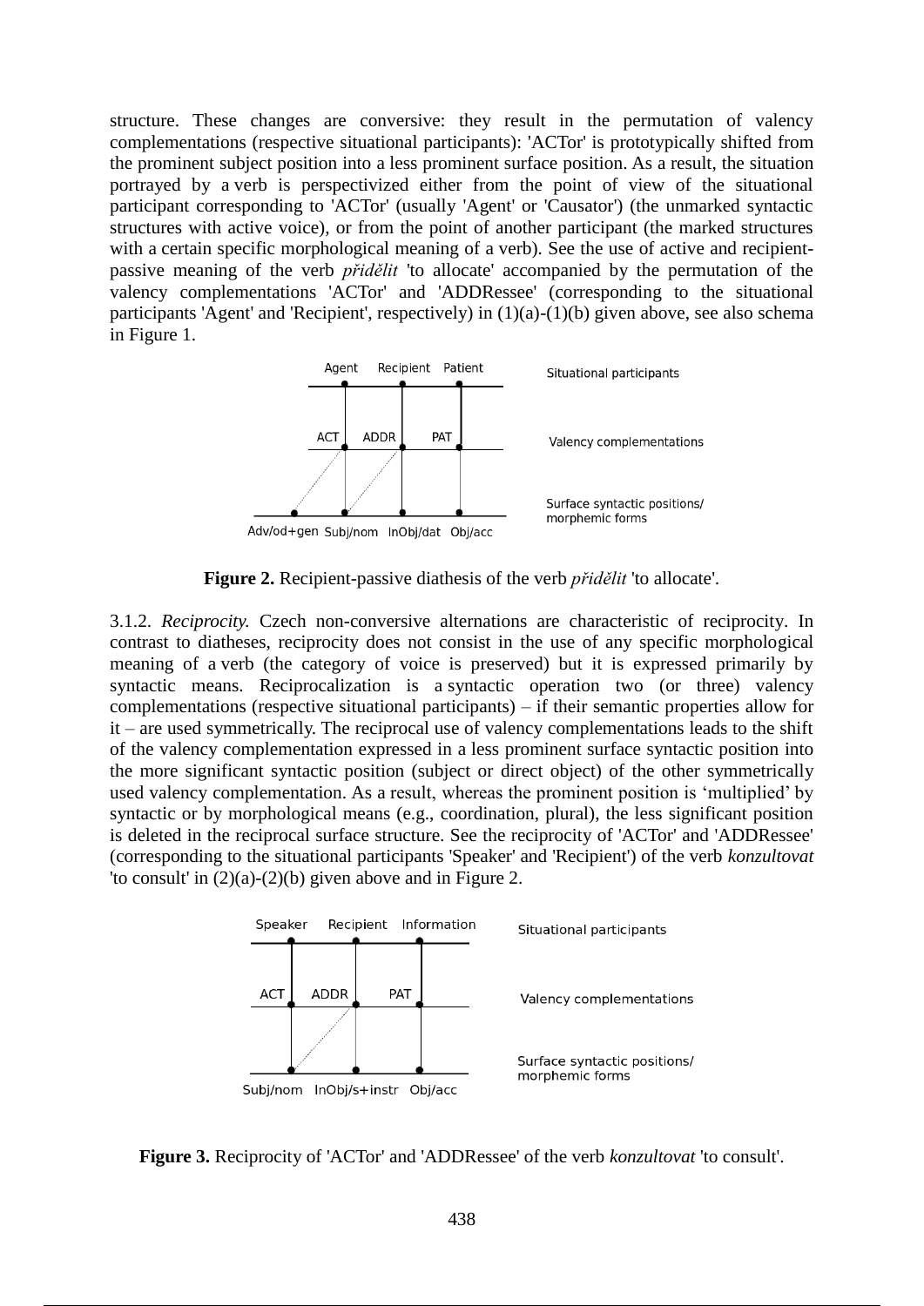structure. These changes are conversive: they result in the permutation of valency complementations (respective situational participants): 'ACTor' is prototypically shifted from the prominent subject position into a less prominent surface position. As a result, the situation portrayed by a verb is perspectivized either from the point of view of the situational participant corresponding to 'ACTor' (usually 'Agent' or 'Causator') (the unmarked syntactic structures with active voice), or from the point of another participant (the marked structures with a certain specific morphological meaning of a verb). See the use of active and recipient-passive meaning of the verb *přidělit* 'to allocate' accompanied by the permutation of the valency complementations 'ACTor' and 'ADDRessee' (corresponding to the situational participants 'Agent' and 'Recipient', respectively) in (1)(a)-(1)(b) given above, see also schema in Figure 1.

**Figure 2.** Recipient-passive diathesis of the verb *přidělit* 'to allocate'.

3.1.2. *Reciprocity.* Czech non-conversive alternations are characteristic of reciprocity. In contrast to diatheses, reciprocity does not consist in the use of any specific morphological meaning of a verb (the category of voice is preserved) but it is expressed primarily by syntactic means. Reciprocalization is a syntactic operation two (or three) valency complementations (respective situational participants) – if their semantic properties allow for it – are used symmetrically. The reciprocal use of valency complementations leads to the shift of the valency complementation expressed in a less prominent surface syntactic position into the more significant syntactic position (subject or direct object) of the other symmetrically used valency complementation. As a result, whereas the prominent position is 'multiplied' by syntactic or by morphological means (e.g., coordination, plural), the less significant position is deleted in the reciprocal surface structure. See the reciprocity of 'ACTor' and 'ADDRessee' (corresponding to the situational participants 'Speaker' and 'Recipient') of the verb *konzultovat* 'to consult' in (2)(a)-(2)(b) given above and in Figure 2.

**Figure 3.** Reciprocity of 'ACTor' and 'ADDRessee' of the verb *konzultovat* 'to consult'.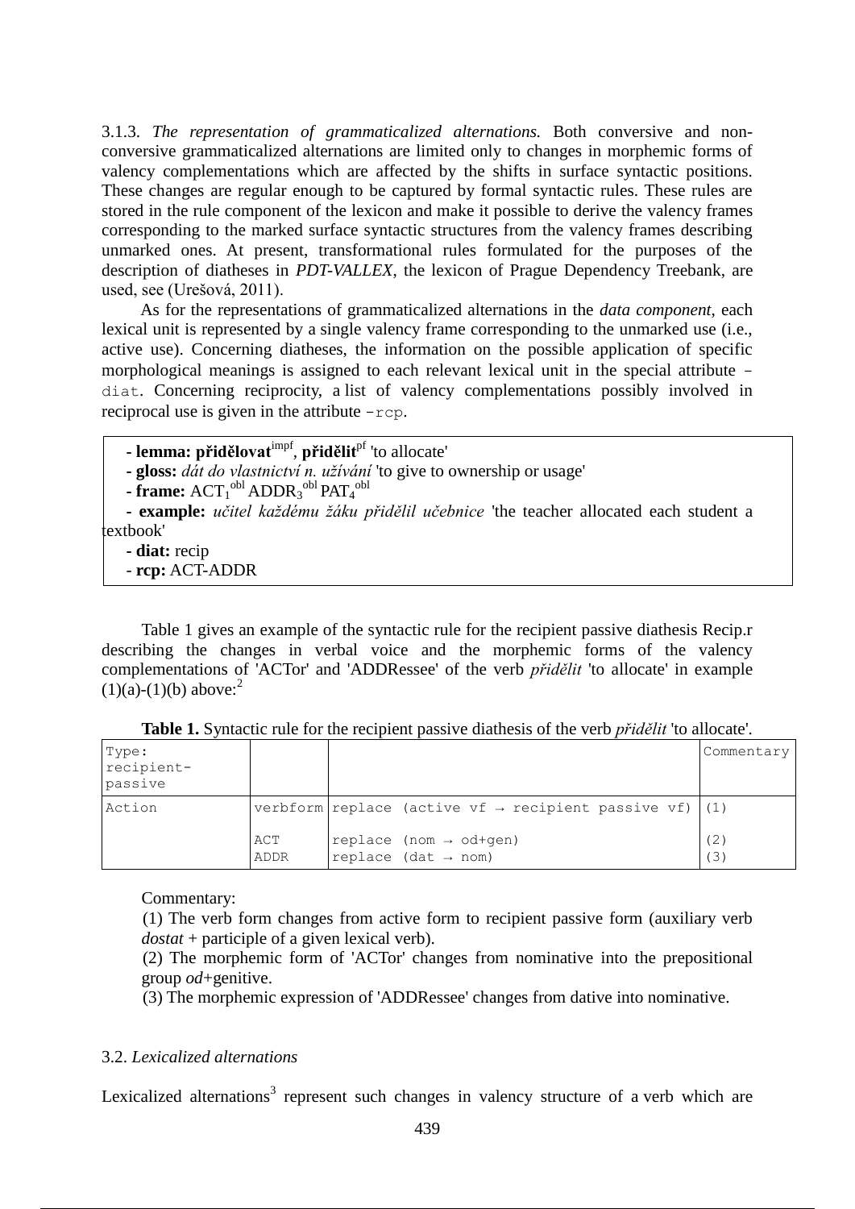3.1.3. *The representation of grammaticalized alternations.* Both conversive and non-conversive grammaticalized alternations are limited only to changes in morphemic forms of valency complementations which are affected by the shifts in surface syntactic positions. These changes are regular enough to be captured by formal syntactic rules. These rules are stored in the rule component of the lexicon and make it possible to derive the valency frames corresponding to the marked surface syntactic structures from the valency frames describing unmarked ones. At present, transformational rules formulated for the purposes of the description of diatheses in *PDT-VALLEX*, the lexicon of Prague Dependency Treebank, are used, see (Urešová, 2011).

As for the representations of grammaticalized alternations in the *data component*, each lexical unit is represented by a single valency frame corresponding to the unmarked use (i.e., active use). Concerning diatheses, the information on the possible application of specific morphological meanings is assigned to each relevant lexical unit in the special attribute `-diat`. Concerning reciprocity, a list of valency complementations possibly involved in reciprocal use is given in the attribute `-rcp`.

- **lemma: přidělovat**$^{impf}$, **přidělit**$^{pf}$ 'to allocate'
- **gloss:** *dát do vlastnictví n. užívání* 'to give to ownership or usage'
- **frame:** $ACT_1^{obl}$ $ADDR_3^{obl}$ $PAT_4^{obl}$
- **example:** *učitel každému žáku přidělil učebnice* 'the teacher allocated each student a textbook'
- **diat:** recip
- **rcp:** ACT-ADDR

Table 1 gives an example of the syntactic rule for the recipient passive diathesis Recip.r describing the changes in verbal voice and the morphemic forms of the valency complementations of 'ACTor' and 'ADDRessee' of the verb *přidělit* 'to allocate' in example (1)(a)-(1)(b) above:[2]

**Table 1.** Syntactic rule for the recipient passive diathesis of the verb *přidělit* 'to allocate'.

| Type: recipient-passive | | | Commentary |
|---|---|---|---|
| Action | verbform | replace (active vf → recipient passive vf) | (1) |
| | ACT | replace (nom → od+gen) | (2) |
| | ADDR | replace (dat → nom) | (3) |

Commentary:

(1) The verb form changes from active form to recipient passive form (auxiliary verb *dostat* + participle of a given lexical verb).

(2) The morphemic form of 'ACTor' changes from nominative into the prepositional group *od*+genitive.

(3) The morphemic expression of 'ADDRessee' changes from dative into nominative.

3.2. *Lexicalized alternations*

Lexicalized alternations[3] represent such changes in valency structure of a verb which are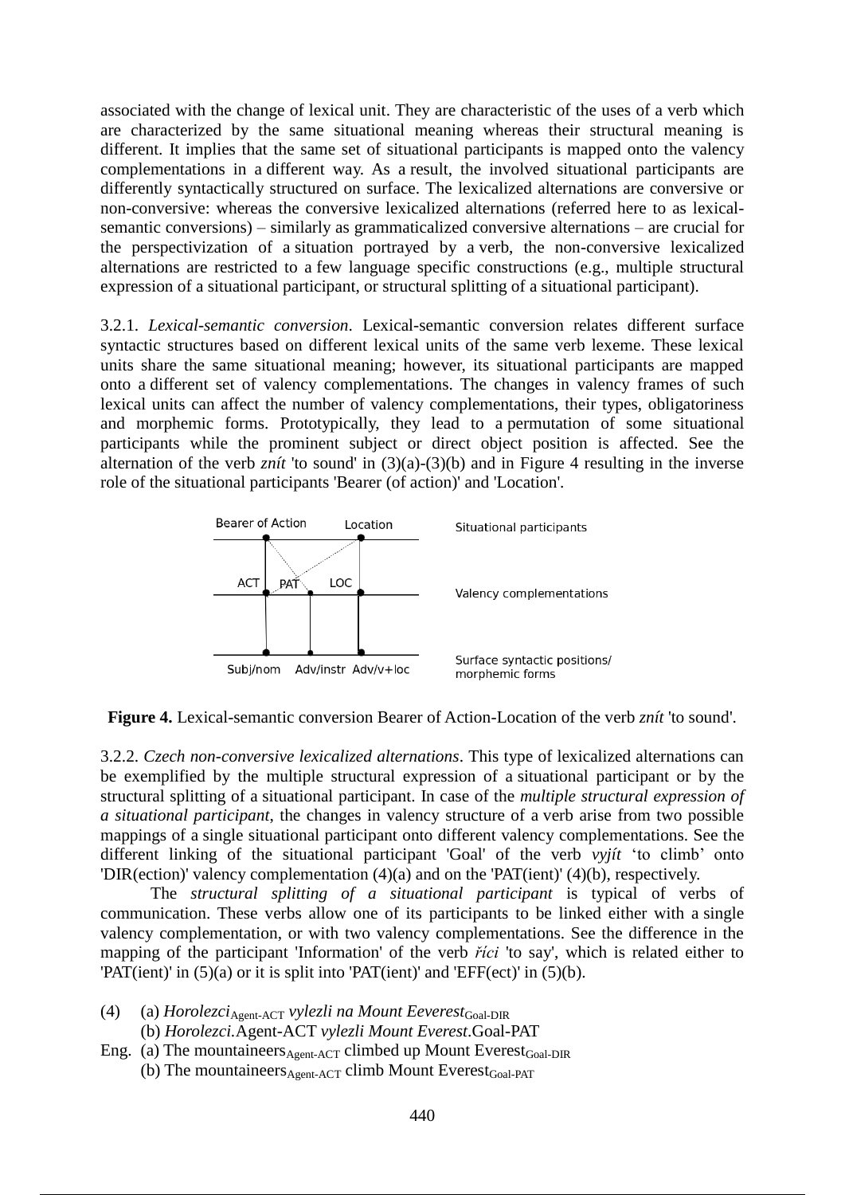associated with the change of lexical unit. They are characteristic of the uses of a verb which are characterized by the same situational meaning whereas their structural meaning is different. It implies that the same set of situational participants is mapped onto the valency complementations in a different way. As a result, the involved situational participants are differently syntactically structured on surface. The lexicalized alternations are conversive or non-conversive: whereas the conversive lexicalized alternations (referred here to as lexical-semantic conversions) – similarly as grammaticalized conversive alternations – are crucial for the perspectivization of a situation portrayed by a verb, the non-conversive lexicalized alternations are restricted to a few language specific constructions (e.g., multiple structural expression of a situational participant, or structural splitting of a situational participant).

3.2.1. *Lexical-semantic conversion*. Lexical-semantic conversion relates different surface syntactic structures based on different lexical units of the same verb lexeme. These lexical units share the same situational meaning; however, its situational participants are mapped onto a different set of valency complementations. The changes in valency frames of such lexical units can affect the number of valency complementations, their types, obligatoriness and morphemic forms. Prototypically, they lead to a permutation of some situational participants while the prominent subject or direct object position is affected. See the alternation of the verb *znít* 'to sound' in (3)(a)-(3)(b) and in Figure 4 resulting in the inverse role of the situational participants 'Bearer (of action)' and 'Location'.

Bearer of Action    Location    Situational participants

ACT    PAT    LOC    Valency complementations

Subj/nom    Adv/instr    Adv/v+loc    Surface syntactic positions/ morphemic forms

**Figure 4.** Lexical-semantic conversion Bearer of Action-Location of the verb *znít* 'to sound'.

3.2.2. *Czech non-conversive lexicalized alternations*. This type of lexicalized alternations can be exemplified by the multiple structural expression of a situational participant or by the structural splitting of a situational participant. In case of the *multiple structural expression of a situational participant*, the changes in valency structure of a verb arise from two possible mappings of a single situational participant onto different valency complementations. See the different linking of the situational participant 'Goal' of the verb *vyjít* 'to climb' onto 'DIR(ection)' valency complementation (4)(a) and on the 'PAT(ient)' (4)(b), respectively.

The *structural splitting of a situational participant* is typical of verbs of communication. These verbs allow one of its participants to be linked either with a single valency complementation, or with two valency complementations. See the difference in the mapping of the participant 'Information' of the verb *říci* 'to say', which is related either to 'PAT(ient)' in (5)(a) or it is split into 'PAT(ient)' and 'EFF(ect)' in (5)(b).

(4) (a) *Horolezci*$_{\text{Agent-ACT}}$ *vylezli na Mount Eeverest*$_{\text{Goal-DIR}}$
    (b) *Horolezci*.Agent-ACT *vylezli Mount Everest*.Goal-PAT
Eng. (a) The mountaineers$_{\text{Agent-ACT}}$ climbed up Mount Everest$_{\text{Goal-DIR}}$
    (b) The mountaineers$_{\text{Agent-ACT}}$ climb Mount Everest$_{\text{Goal-PAT}}$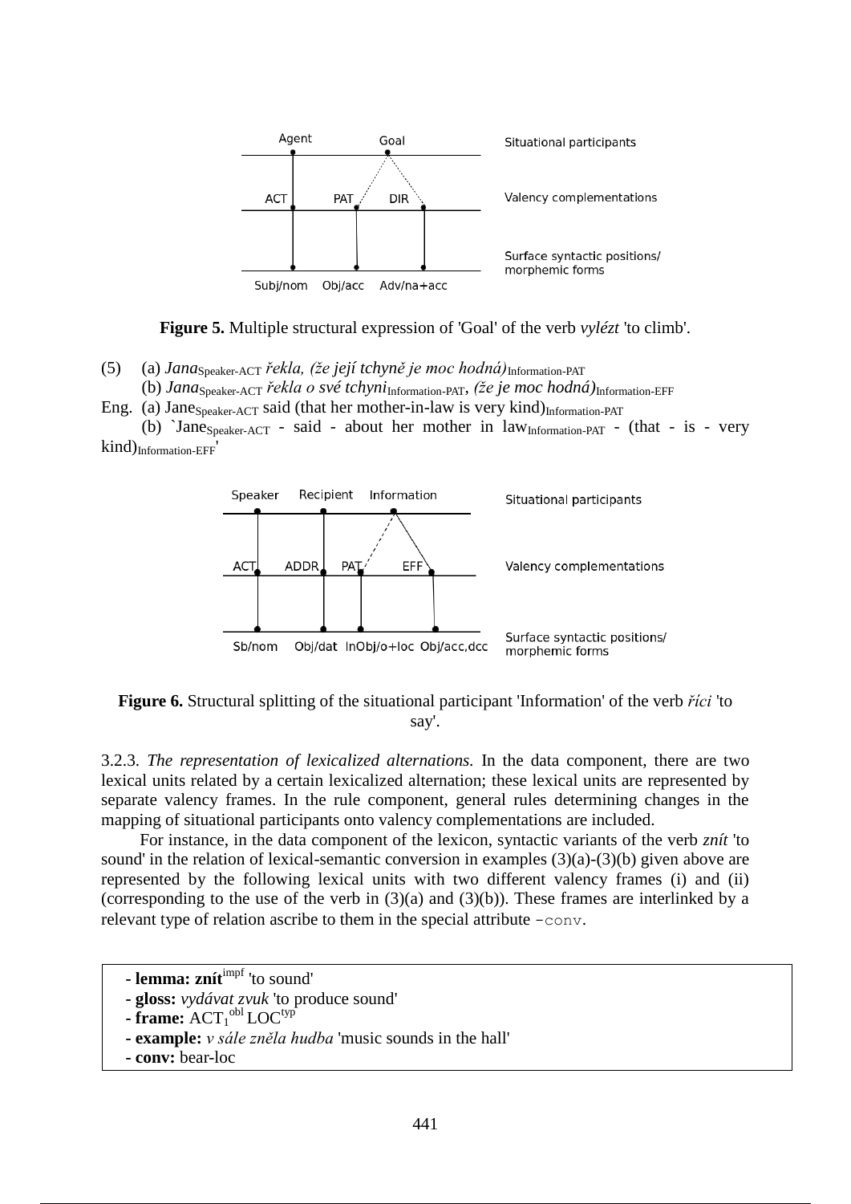**Figure 5.** Multiple structural expression of 'Goal' of the verb *vylézt* 'to climb'.

(5) (a) *Jana*$_{\text{Speaker-ACT}}$ *řekla, (že její tchyně je moc hodná)*$_{\text{Information-PAT}}$

(b) *Jana*$_{\text{Speaker-ACT}}$ *řekla o své tchyni*$_{\text{Information-PAT}}$, *(že je moc hodná)*$_{\text{Information-EFF}}$

Eng. (a) Jane$_{\text{Speaker-ACT}}$ said (that her mother-in-law is very kind)$_{\text{Information-PAT}}$

(b) `Jane$_{\text{Speaker-ACT}}$ - said - about her mother in law$_{\text{Information-PAT}}$ - (that - is - very kind)$_{\text{Information-EFF}}$'

**Figure 6.** Structural splitting of the situational participant 'Information' of the verb *říci* 'to say'.

3.2.3. *The representation of lexicalized alternations.* In the data component, there are two lexical units related by a certain lexicalized alternation; these lexical units are represented by separate valency frames. In the rule component, general rules determining changes in the mapping of situational participants onto valency complementations are included.

For instance, in the data component of the lexicon, syntactic variants of the verb *znít* 'to sound' in the relation of lexical-semantic conversion in examples (3)(a)-(3)(b) given above are represented by the following lexical units with two different valency frames (i) and (ii) (corresponding to the use of the verb in (3)(a) and (3)(b)). These frames are interlinked by a relevant type of relation ascribe to them in the special attribute `-conv`.

- **lemma: znít**$^{\text{impf}}$ 'to sound'
- **gloss:** *vydávat zvuk* 'to produce sound'
- **frame:** $\text{ACT}_1^{\text{obl}}$ $\text{LOC}^{\text{typ}}$
- **example:** *v sále zněla hudba* 'music sounds in the hall'
- **conv:** bear-loc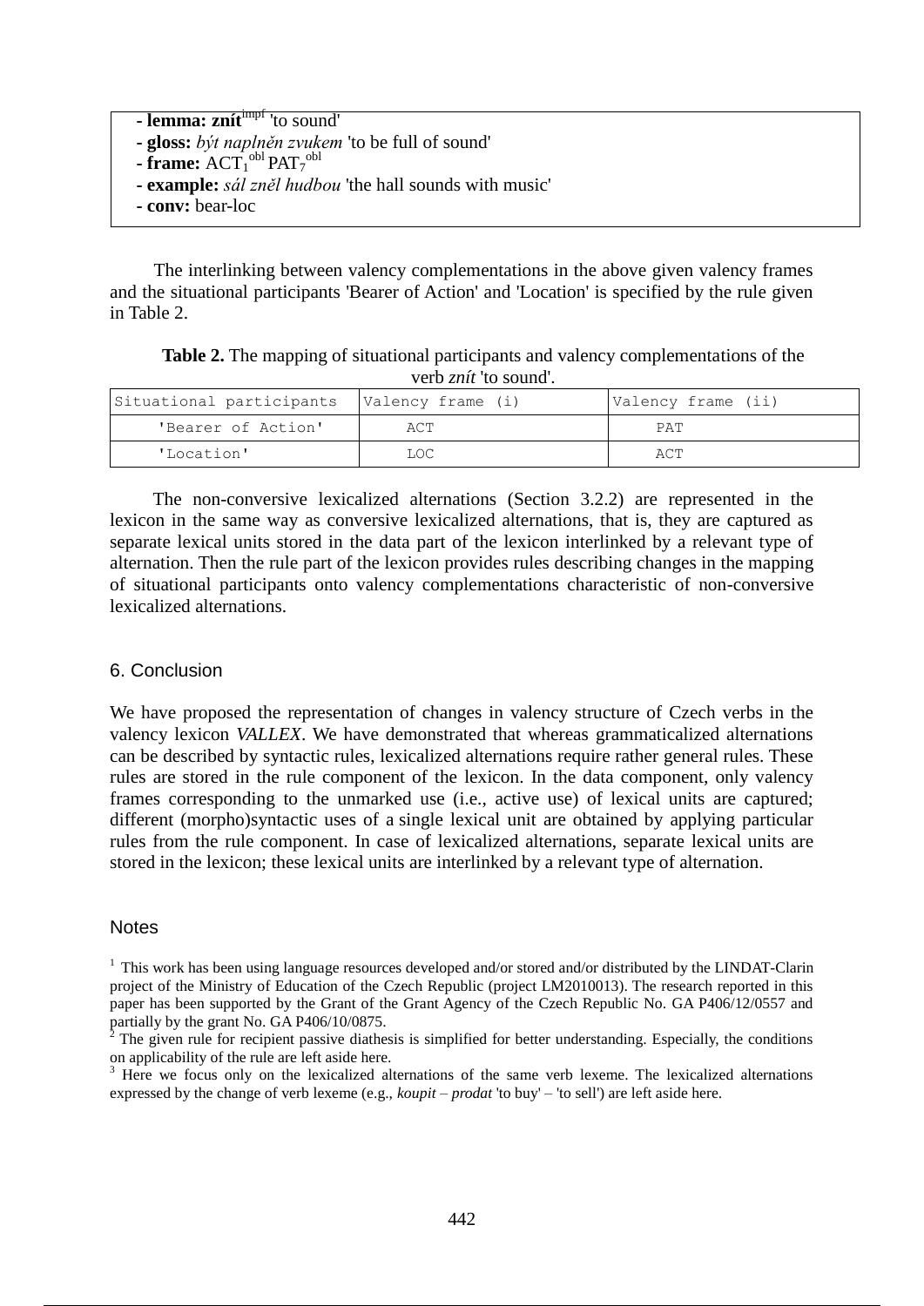- **lemma: znít**$^{impf}$ 'to sound'
- **gloss:** *být naplněn zvukem* 'to be full of sound'
- **frame:** $ACT_1^{obl}$ $PAT_7^{obl}$
- **example:** *sál zněl hudbou* 'the hall sounds with music'
- **conv:** bear-loc

The interlinking between valency complementations in the above given valency frames and the situational participants 'Bearer of Action' and 'Location' is specified by the rule given in Table 2.

**Table 2.** The mapping of situational participants and valency complementations of the verb *znít* 'to sound'.

| Situational participants | Valency frame (i) | Valency frame (ii) |
|---|---|---|
| 'Bearer of Action' | ACT | PAT |
| 'Location' | LOC | ACT |

The non-conversive lexicalized alternations (Section 3.2.2) are represented in the lexicon in the same way as conversive lexicalized alternations, that is, they are captured as separate lexical units stored in the data part of the lexicon interlinked by a relevant type of alternation. Then the rule part of the lexicon provides rules describing changes in the mapping of situational participants onto valency complementations characteristic of non-conversive lexicalized alternations.

## 6. Conclusion

We have proposed the representation of changes in valency structure of Czech verbs in the valency lexicon *VALLEX*. We have demonstrated that whereas grammaticalized alternations can be described by syntactic rules, lexicalized alternations require rather general rules. These rules are stored in the rule component of the lexicon. In the data component, only valency frames corresponding to the unmarked use (i.e., active use) of lexical units are captured; different (morpho)syntactic uses of a single lexical unit are obtained by applying particular rules from the rule component. In case of lexicalized alternations, separate lexical units are stored in the lexicon; these lexical units are interlinked by a relevant type of alternation.

## Notes

[1] This work has been using language resources developed and/or stored and/or distributed by the LINDAT-Clarin project of the Ministry of Education of the Czech Republic (project LM2010013). The research reported in this paper has been supported by the Grant of the Grant Agency of the Czech Republic No. GA P406/12/0557 and partially by the grant No. GA P406/10/0875.

[2] The given rule for recipient passive diathesis is simplified for better understanding. Especially, the conditions on applicability of the rule are left aside here.

[3] Here we focus only on the lexicalized alternations of the same verb lexeme. The lexicalized alternations expressed by the change of verb lexeme (e.g., *koupit – prodat* 'to buy' – 'to sell') are left aside here.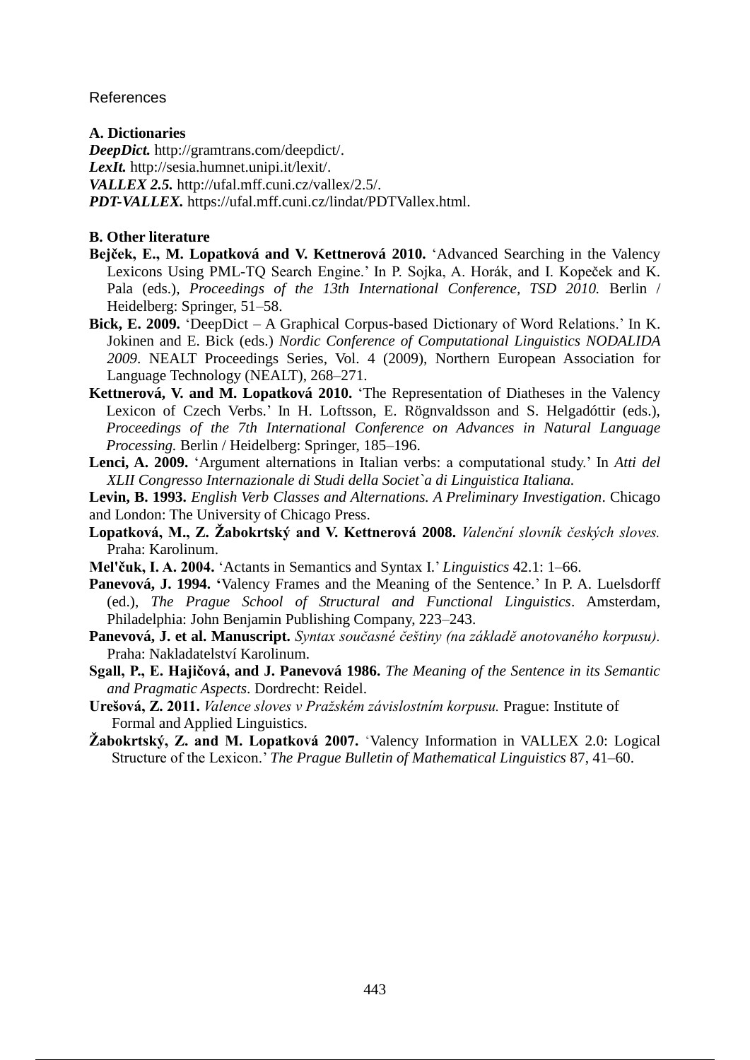# References

### A. Dictionaries

***DeepDict.*** http://gramtrans.com/deepdict/.
***LexIt.*** http://sesia.humnet.unipi.it/lexit/.
***VALLEX 2.5.*** http://ufal.mff.cuni.cz/vallex/2.5/.
***PDT-VALLEX.*** https://ufal.mff.cuni.cz/lindat/PDTVallex.html.

### B. Other literature

**Bejček, E., M. Lopatková and V. Kettnerová 2010.** 'Advanced Searching in the Valency Lexicons Using PML-TQ Search Engine.' In P. Sojka, A. Horák, and I. Kopeček and K. Pala (eds.), *Proceedings of the 13th International Conference, TSD 2010.* Berlin / Heidelberg: Springer, 51–58.

**Bick, E. 2009.** 'DeepDict – A Graphical Corpus-based Dictionary of Word Relations.' In K. Jokinen and E. Bick (eds.) *Nordic Conference of Computational Linguistics NODALIDA 2009*. NEALT Proceedings Series, Vol. 4 (2009), Northern European Association for Language Technology (NEALT), 268–271.

**Kettnerová, V. and M. Lopatková 2010.** 'The Representation of Diatheses in the Valency Lexicon of Czech Verbs.' In H. Loftsson, E. Rögnvaldsson and S. Helgadóttir (eds.), *Proceedings of the 7th International Conference on Advances in Natural Language Processing.* Berlin / Heidelberg: Springer, 185–196.

**Lenci, A. 2009.** 'Argument alternations in Italian verbs: a computational study.' In *Atti del XLII Congresso Internazionale di Studi della Societ`a di Linguistica Italiana.*

**Levin, B. 1993.** *English Verb Classes and Alternations. A Preliminary Investigation*. Chicago and London: The University of Chicago Press.

**Lopatková, M., Z. Žabokrtský and V. Kettnerová 2008.** *Valenční slovník českých sloves.* Praha: Karolinum.

**Mel'čuk, I. A. 2004.** 'Actants in Semantics and Syntax I.' *Linguistics* 42.1: 1–66.

**Panevová, J. 1994.** 'Valency Frames and the Meaning of the Sentence.' In P. A. Luelsdorff (ed.), *The Prague School of Structural and Functional Linguistics*. Amsterdam, Philadelphia: John Benjamin Publishing Company, 223–243.

**Panevová, J. et al. Manuscript.** *Syntax současné češtiny (na základě anotovaného korpusu).* Praha: Nakladatelství Karolinum.

**Sgall, P., E. Hajičová, and J. Panevová 1986.** *The Meaning of the Sentence in its Semantic and Pragmatic Aspects*. Dordrecht: Reidel.

**Urešová, Z. 2011.** *Valence sloves v Pražském závislostním korpusu.* Prague: Institute of Formal and Applied Linguistics.

**Žabokrtský, Z. and M. Lopatková 2007.** 'Valency Information in VALLEX 2.0: Logical Structure of the Lexicon.' *The Prague Bulletin of Mathematical Linguistics* 87, 41–60.